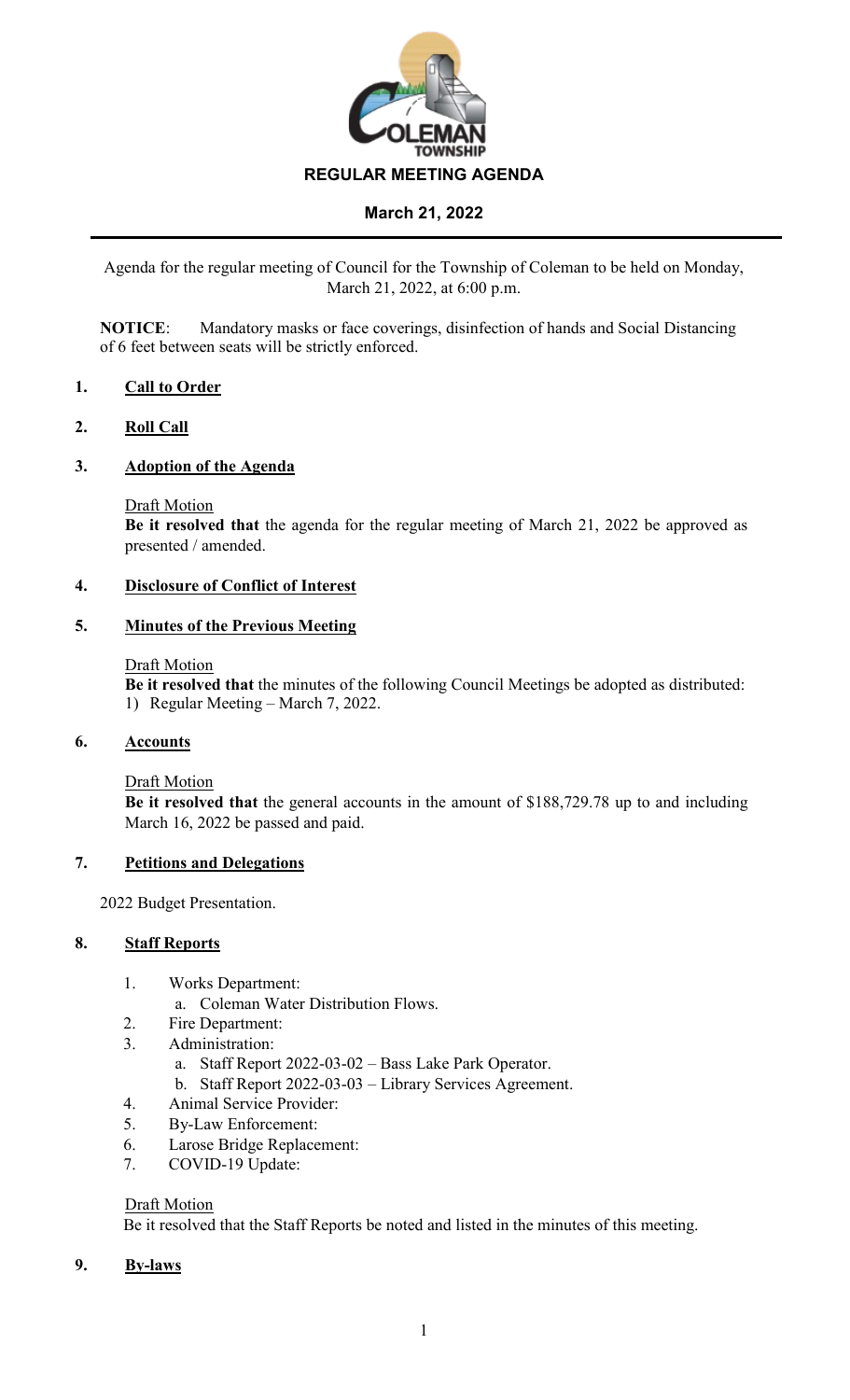# REGULAR MEETING AGENDA

## March 21, 2022

Agenda for the regular meeting of Council for the Township of Coleman to be held on Monday, March 21, 2022, at 6:00 p.m.

**NOTICE**: Mandatory masks or face coverings, disinfection of hands and Social Distancing of 6 feet between seats will be strictly enforced.

### 1. Call to Order

### 2. Roll Call

### 3. Adoption of the Agenda

Draft Motion

**Be it resolved that** the agenda for the regular meeting of March 21, 2022 be approved as presented / amended.

### 4. Disclosure of Conflict of Interest

### 5. Minutes of the Previous Meeting

Draft Motion

**Be it resolved that** the minutes of the following Council Meetings be adopted as distributed:

1) Regular Meeting – March 7, 2022.

### 6. Accounts

Draft Motion

**Be it resolved that** the general accounts in the amount of $188,729.78 up to and including March 16, 2022 be passed and paid.

### 7. Petitions and Delegations

2022 Budget Presentation.

### 8. Staff Reports

1. Works Department:
   a. Coleman Water Distribution Flows.
2. Fire Department:
3. Administration:
   a. Staff Report 2022-03-02 – Bass Lake Park Operator.
   b. Staff Report 2022-03-03 – Library Services Agreement.
4. Animal Service Provider:
5. By-Law Enforcement:
6. Larose Bridge Replacement:
7. COVID-19 Update:

Draft Motion

Be it resolved that the Staff Reports be noted and listed in the minutes of this meeting.

### 9. By-laws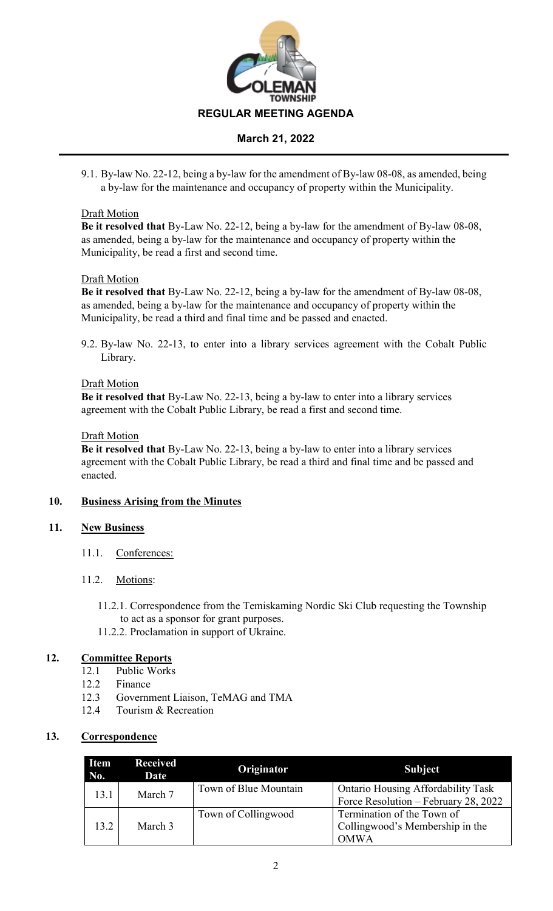9.1. By-law No. 22-12, being a by-law for the amendment of By-law 08-08, as amended, being a by-law for the maintenance and occupancy of property within the Municipality.

Draft Motion

**Be it resolved that** By-Law No. 22-12, being a by-law for the amendment of By-law 08-08, as amended, being a by-law for the maintenance and occupancy of property within the Municipality, be read a first and second time.

Draft Motion

**Be it resolved that** By-Law No. 22-12, being a by-law for the amendment of By-law 08-08, as amended, being a by-law for the maintenance and occupancy of property within the Municipality, be read a third and final time and be passed and enacted.

9.2. By-law No. 22-13, to enter into a library services agreement with the Cobalt Public Library.

Draft Motion

**Be it resolved that** By-Law No. 22-13, being a by-law to enter into a library services agreement with the Cobalt Public Library, be read a first and second time.

Draft Motion

**Be it resolved that** By-Law No. 22-13, being a by-law to enter into a library services agreement with the Cobalt Public Library, be read a third and final time and be passed and enacted.

## 10. Business Arising from the Minutes

## 11. New Business

11.1. Conferences:

11.2. Motions:

11.2.1. Correspondence from the Temiskaming Nordic Ski Club requesting the Township to act as a sponsor for grant purposes.

11.2.2. Proclamation in support of Ukraine.

## 12. Committee Reports

12.1 Public Works

12.2 Finance

12.3 Government Liaison, TeMAG and TMA

12.4 Tourism & Recreation

## 13. Correspondence

| Item No. | Received Date | Originator | Subject |
|---|---|---|---|
| 13.1 | March 7 | Town of Blue Mountain | Ontario Housing Affordability Task Force Resolution – February 28, 2022 |
| 13.2 | March 3 | Town of Collingwood | Termination of the Town of Collingwood's Membership in the OMWA |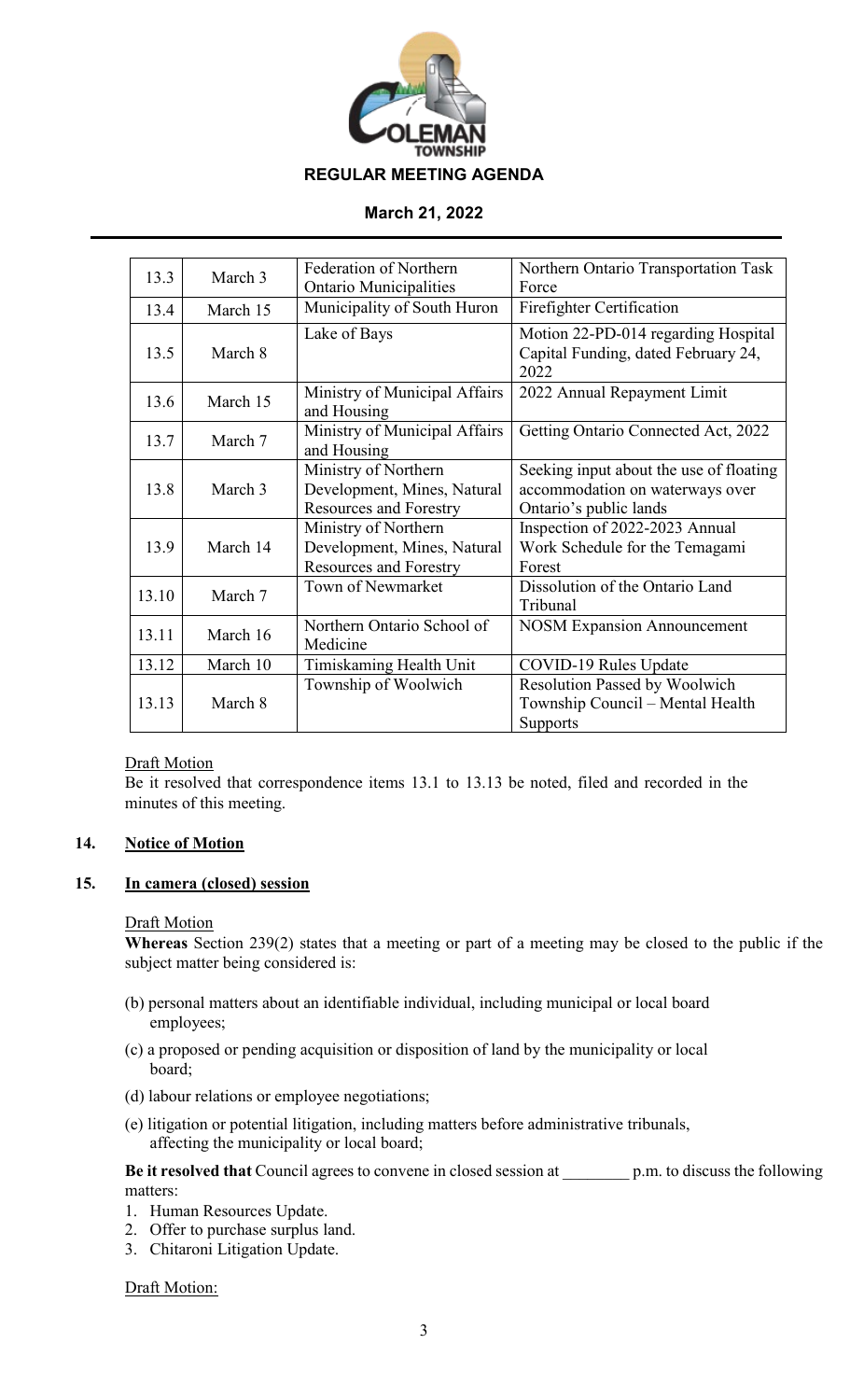| 13.3 | March 3 | Federation of Northern Ontario Municipalities | Northern Ontario Transportation Task Force |
|---|---|---|---|
| 13.4 | March 15 | Municipality of South Huron | Firefighter Certification |
| 13.5 | March 8 | Lake of Bays | Motion 22-PD-014 regarding Hospital Capital Funding, dated February 24, 2022 |
| 13.6 | March 15 | Ministry of Municipal Affairs and Housing | 2022 Annual Repayment Limit |
| 13.7 | March 7 | Ministry of Municipal Affairs and Housing | Getting Ontario Connected Act, 2022 |
| 13.8 | March 3 | Ministry of Northern Development, Mines, Natural Resources and Forestry | Seeking input about the use of floating accommodation on waterways over Ontario's public lands |
| 13.9 | March 14 | Ministry of Northern Development, Mines, Natural Resources and Forestry | Inspection of 2022-2023 Annual Work Schedule for the Temagami Forest |
| 13.10 | March 7 | Town of Newmarket | Dissolution of the Ontario Land Tribunal |
| 13.11 | March 16 | Northern Ontario School of Medicine | NOSM Expansion Announcement |
| 13.12 | March 10 | Timiskaming Health Unit | COVID-19 Rules Update |
| 13.13 | March 8 | Township of Woolwich | Resolution Passed by Woolwich Township Council – Mental Health Supports |

Draft Motion

Be it resolved that correspondence items 13.1 to 13.13 be noted, filed and recorded in the minutes of this meeting.

## 14. Notice of Motion

## 15. In camera (closed) session

Draft Motion

**Whereas** Section 239(2) states that a meeting or part of a meeting may be closed to the public if the subject matter being considered is:

(b) personal matters about an identifiable individual, including municipal or local board employees;

(c) a proposed or pending acquisition or disposition of land by the municipality or local board;

(d) labour relations or employee negotiations;

(e) litigation or potential litigation, including matters before administrative tribunals, affecting the municipality or local board;

**Be it resolved that** Council agrees to convene in closed session at ________ p.m. to discuss the following matters:

1. Human Resources Update.
2. Offer to purchase surplus land.
3. Chitaroni Litigation Update.

Draft Motion: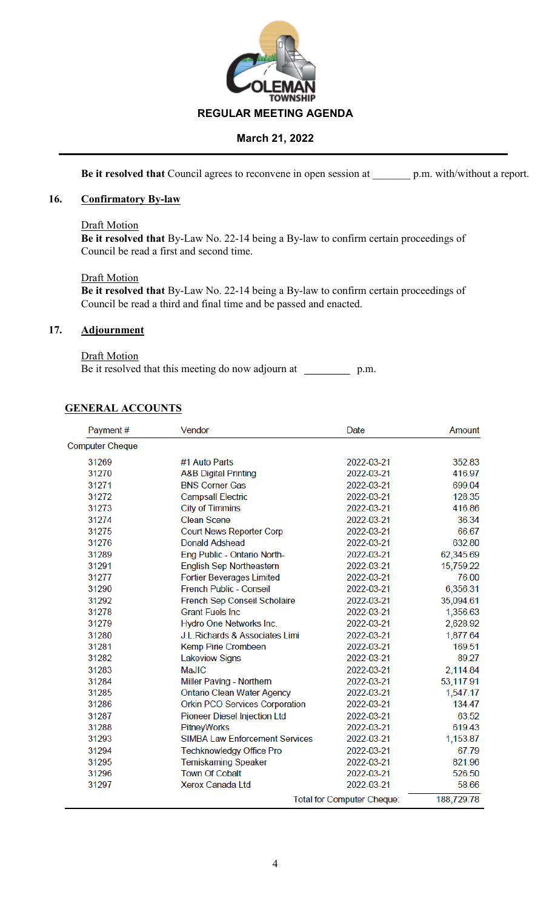**Be it resolved that** Council agrees to reconvene in open session at _______ p.m. with/without a report.

## 16. Confirmatory By-law

Draft Motion
**Be it resolved that** By-Law No. 22-14 being a By-law to confirm certain proceedings of Council be read a first and second time.

Draft Motion
**Be it resolved that** By-Law No. 22-14 being a By-law to confirm certain proceedings of Council be read a third and final time and be passed and enacted.

## 17. Adjournment

Draft Motion
Be it resolved that this meeting do now adjourn at _________ p.m.

## GENERAL ACCOUNTS

| Payment # | Vendor | Date | Amount |
|---|---|---|---|
| Computer Cheque | | | |
| 31269 | #1 Auto Parts | 2022-03-21 | 352.83 |
| 31270 | A&B Digital Printing | 2022-03-21 | 416.97 |
| 31271 | BNS Corner Gas | 2022-03-21 | 699.04 |
| 31272 | Campsall Electric | 2022-03-21 | 128.35 |
| 31273 | City of Timmins | 2022-03-21 | 416.86 |
| 31274 | Clean Scene | 2022-03-21 | 36.34 |
| 31275 | Court News Reporter Corp | 2022-03-21 | 66.67 |
| 31276 | Donald Adshead | 2022-03-21 | 632.80 |
| 31289 | Eng Public - Ontario North- | 2022-03-21 | 62,345.69 |
| 31291 | English Sep Northeastern | 2022-03-21 | 15,759.22 |
| 31277 | Fortier Beverages Limited | 2022-03-21 | 76.00 |
| 31290 | French Public - Conseil | 2022-03-21 | 6,356.31 |
| 31292 | French Sep Conseil Scholaire | 2022-03-21 | 35,094.61 |
| 31278 | Grant Fuels Inc | 2022-03-21 | 1,356.63 |
| 31279 | Hydro One Networks Inc. | 2022-03-21 | 2,628.92 |
| 31280 | J.L.Richards & Associates Limi | 2022-03-21 | 1,877.64 |
| 31281 | Kemp Pirie Crombeen | 2022-03-21 | 169.51 |
| 31282 | Lakeview Signs | 2022-03-21 | 89.27 |
| 31283 | MaJIC | 2022-03-21 | 2,114.84 |
| 31284 | Miller Paving - Northern | 2022-03-21 | 53,117.91 |
| 31285 | Ontario Clean Water Agency | 2022-03-21 | 1,547.17 |
| 31286 | Orkin PCO Services Corporation | 2022-03-21 | 134.47 |
| 31287 | Pioneer Diesel Injection Ltd | 2022-03-21 | 63.52 |
| 31288 | PitneyWorks | 2022-03-21 | 619.43 |
| 31293 | SIMBA Law Enforcement Services | 2022-03-21 | 1,153.87 |
| 31294 | Techknowledgy Office Pro | 2022-03-21 | 67.79 |
| 31295 | Temiskaming Speaker | 2022-03-21 | 821.96 |
| 31296 | Town Of Cobalt | 2022-03-21 | 526.50 |
| 31297 | Xerox Canada Ltd | 2022-03-21 | 58.66 |
| | | Total for Computer Cheque: | 188,729.78 |